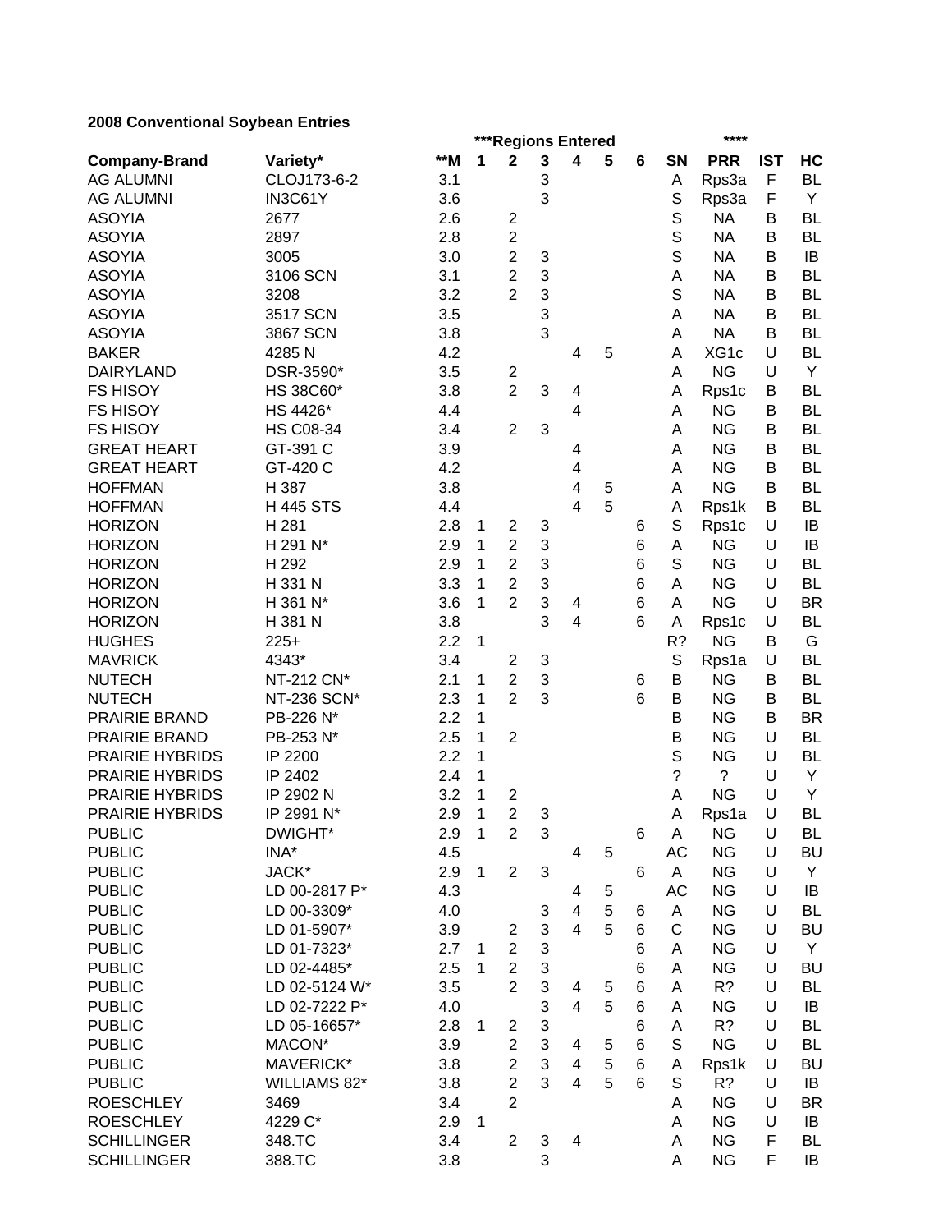**2008 Conventional Soybean Entries**

| | | | ***Regions Entered | | | | | | | **** | | |
|---|---|---|---|---|---|---|---|---|---|---|---|---|
| **Company-Brand** | **Variety*** | ****M** | **1** | **2** | **3** | **4** | **5** | **6** | **SN** | **PRR** | **IST** | **HC** |
| AG ALUMNI | CLOJ173-6-2 | 3.1 | | | 3 | | | | A | Rps3a | F | BL |
| AG ALUMNI | IN3C61Y | 3.6 | | | 3 | | | | S | Rps3a | F | Y |
| ASOYIA | 2677 | 2.6 | | 2 | | | | | S | NA | B | BL |
| ASOYIA | 2897 | 2.8 | | 2 | | | | | S | NA | B | BL |
| ASOYIA | 3005 | 3.0 | | 2 | 3 | | | | S | NA | B | IB |
| ASOYIA | 3106 SCN | 3.1 | | 2 | 3 | | | | A | NA | B | BL |
| ASOYIA | 3208 | 3.2 | | 2 | 3 | | | | S | NA | B | BL |
| ASOYIA | 3517 SCN | 3.5 | | | 3 | | | | A | NA | B | BL |
| ASOYIA | 3867 SCN | 3.8 | | | 3 | | | | A | NA | B | BL |
| BAKER | 4285 N | 4.2 | | | | 4 | 5 | | A | XG1c | U | BL |
| DAIRYLAND | DSR-3590* | 3.5 | | 2 | | | | | A | NG | U | Y |
| FS HISOY | HS 38C60* | 3.8 | | 2 | 3 | 4 | | | A | Rps1c | B | BL |
| FS HISOY | HS 4426* | 4.4 | | | | 4 | | | A | NG | B | BL |
| FS HISOY | HS C08-34 | 3.4 | | 2 | 3 | | | | A | NG | B | BL |
| GREAT HEART | GT-391 C | 3.9 | | | | 4 | | | A | NG | B | BL |
| GREAT HEART | GT-420 C | 4.2 | | | | 4 | | | A | NG | B | BL |
| HOFFMAN | H 387 | 3.8 | | | | 4 | 5 | | A | NG | B | BL |
| HOFFMAN | H 445 STS | 4.4 | | | | 4 | 5 | | A | Rps1k | B | BL |
| HORIZON | H 281 | 2.8 | 1 | 2 | 3 | | | 6 | S | Rps1c | U | IB |
| HORIZON | H 291 N* | 2.9 | 1 | 2 | 3 | | | 6 | A | NG | U | IB |
| HORIZON | H 292 | 2.9 | 1 | 2 | 3 | | | 6 | S | NG | U | BL |
| HORIZON | H 331 N | 3.3 | 1 | 2 | 3 | | | 6 | A | NG | U | BL |
| HORIZON | H 361 N* | 3.6 | 1 | 2 | 3 | 4 | | 6 | A | NG | U | BR |
| HORIZON | H 381 N | 3.8 | | | 3 | 4 | | 6 | A | Rps1c | U | BL |
| HUGHES | 225+ | 2.2 | 1 | | | | | | R? | NG | B | G |
| MAVRICK | 4343* | 3.4 | | 2 | 3 | | | | S | Rps1a | U | BL |
| NUTECH | NT-212 CN* | 2.1 | 1 | 2 | 3 | | | 6 | B | NG | B | BL |
| NUTECH | NT-236 SCN* | 2.3 | 1 | 2 | 3 | | | 6 | B | NG | B | BL |
| PRAIRIE BRAND | PB-226 N* | 2.2 | 1 | | | | | | B | NG | B | BR |
| PRAIRIE BRAND | PB-253 N* | 2.5 | 1 | 2 | | | | | B | NG | U | BL |
| PRAIRIE HYBRIDS | IP 2200 | 2.2 | 1 | | | | | | S | NG | U | BL |
| PRAIRIE HYBRIDS | IP 2402 | 2.4 | 1 | | | | | | ? | ? | U | Y |
| PRAIRIE HYBRIDS | IP 2902 N | 3.2 | 1 | 2 | | | | | A | NG | U | Y |
| PRAIRIE HYBRIDS | IP 2991 N* | 2.9 | 1 | 2 | 3 | | | | A | Rps1a | U | BL |
| PUBLIC | DWIGHT* | 2.9 | 1 | 2 | 3 | | | 6 | A | NG | U | BL |
| PUBLIC | INA* | 4.5 | | | | 4 | 5 | | AC | NG | U | BU |
| PUBLIC | JACK* | 2.9 | 1 | 2 | 3 | | | 6 | A | NG | U | Y |
| PUBLIC | LD 00-2817 P* | 4.3 | | | | 4 | 5 | | AC | NG | U | IB |
| PUBLIC | LD 00-3309* | 4.0 | | | 3 | 4 | 5 | 6 | A | NG | U | BL |
| PUBLIC | LD 01-5907* | 3.9 | | 2 | 3 | 4 | 5 | 6 | C | NG | U | BU |
| PUBLIC | LD 01-7323* | 2.7 | 1 | 2 | 3 | | | 6 | A | NG | U | Y |
| PUBLIC | LD 02-4485* | 2.5 | 1 | 2 | 3 | | | 6 | A | NG | U | BU |
| PUBLIC | LD 02-5124 W* | 3.5 | | 2 | 3 | 4 | 5 | 6 | A | R? | U | BL |
| PUBLIC | LD 02-7222 P* | 4.0 | | | 3 | 4 | 5 | 6 | A | NG | U | IB |
| PUBLIC | LD 05-16657* | 2.8 | 1 | 2 | 3 | | | 6 | A | R? | U | BL |
| PUBLIC | MACON* | 3.9 | | 2 | 3 | 4 | 5 | 6 | S | NG | U | BL |
| PUBLIC | MAVERICK* | 3.8 | | 2 | 3 | 4 | 5 | 6 | A | Rps1k | U | BU |
| PUBLIC | WILLIAMS 82* | 3.8 | | 2 | 3 | 4 | 5 | 6 | S | R? | U | IB |
| ROESCHLEY | 3469 | 3.4 | | 2 | | | | | A | NG | U | BR |
| ROESCHLEY | 4229 C* | 2.9 | 1 | | | | | | A | NG | U | IB |
| SCHILLINGER | 348.TC | 3.4 | | 2 | 3 | 4 | | | A | NG | F | BL |
| SCHILLINGER | 388.TC | 3.8 | | | 3 | | | | A | NG | F | IB |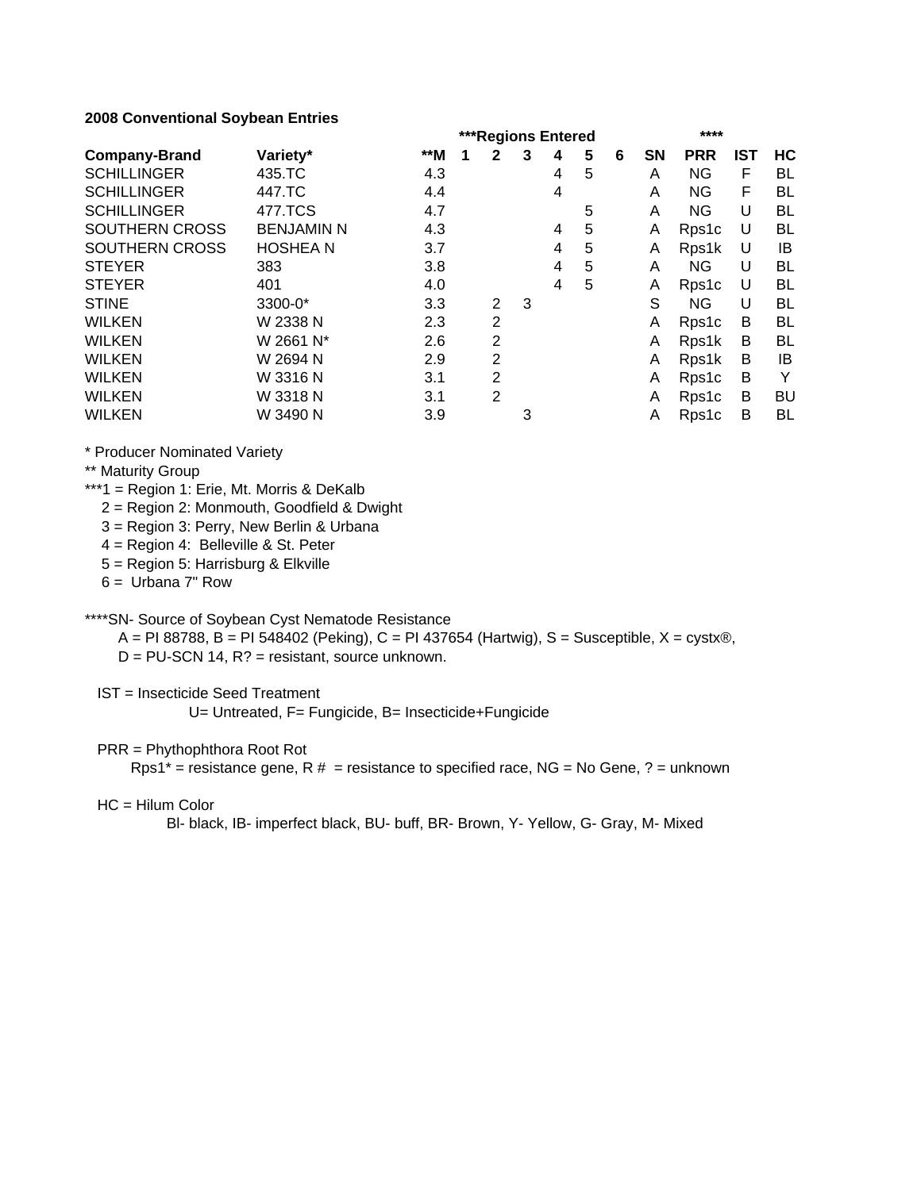**2008 Conventional Soybean Entries**

| | | | ***Regions Entered | | | | | | **** | | | |
|---|---|---|---|---|---|---|---|---|---|---|---|---|
| **Company-Brand** | **Variety*** | **\*\*M** | **1** | **2** | **3** | **4** | **5** | **6** | **SN** | **PRR** | **IST** | **HC** |
| SCHILLINGER | 435.TC | 4.3 | | | | 4 | 5 | | A | NG | F | BL |
| SCHILLINGER | 447.TC | 4.4 | | | | 4 | | | A | NG | F | BL |
| SCHILLINGER | 477.TCS | 4.7 | | | | | 5 | | A | NG | U | BL |
| SOUTHERN CROSS | BENJAMIN N | 4.3 | | | | 4 | 5 | | A | Rps1c | U | BL |
| SOUTHERN CROSS | HOSHEA N | 3.7 | | | | 4 | 5 | | A | Rps1k | U | IB |
| STEYER | 383 | 3.8 | | | | 4 | 5 | | A | NG | U | BL |
| STEYER | 401 | 4.0 | | | | 4 | 5 | | A | Rps1c | U | BL |
| STINE | 3300-0* | 3.3 | | 2 | 3 | | | | S | NG | U | BL |
| WILKEN | W 2338 N | 2.3 | | 2 | | | | | A | Rps1c | B | BL |
| WILKEN | W 2661 N* | 2.6 | | 2 | | | | | A | Rps1k | B | BL |
| WILKEN | W 2694 N | 2.9 | | 2 | | | | | A | Rps1k | B | IB |
| WILKEN | W 3316 N | 3.1 | | 2 | | | | | A | Rps1c | B | Y |
| WILKEN | W 3318 N | 3.1 | | 2 | | | | | A | Rps1c | B | BU |
| WILKEN | W 3490 N | 3.9 | | | 3 | | | | A | Rps1c | B | BL |

\* Producer Nominated Variety

** Maturity Group

***1 = Region 1: Erie, Mt. Morris & DeKalb
2 = Region 2: Monmouth, Goodfield & Dwight
3 = Region 3: Perry, New Berlin & Urbana
4 = Region 4: Belleville & St. Peter
5 = Region 5: Harrisburg & Elkville
6 = Urbana 7" Row

****SN- Source of Soybean Cyst Nematode Resistance
A = PI 88788, B = PI 548402 (Peking), C = PI 437654 (Hartwig), S = Susceptible, X = cystx®,
D = PU-SCN 14, R? = resistant, source unknown.

IST = Insecticide Seed Treatment
U= Untreated, F= Fungicide, B= Insecticide+Fungicide

PRR = Phythophthora Root Rot
Rps1* = resistance gene, R # = resistance to specified race, NG = No Gene, ? = unknown

HC = Hilum Color
Bl- black, IB- imperfect black, BU- buff, BR- Brown, Y- Yellow, G- Gray, M- Mixed